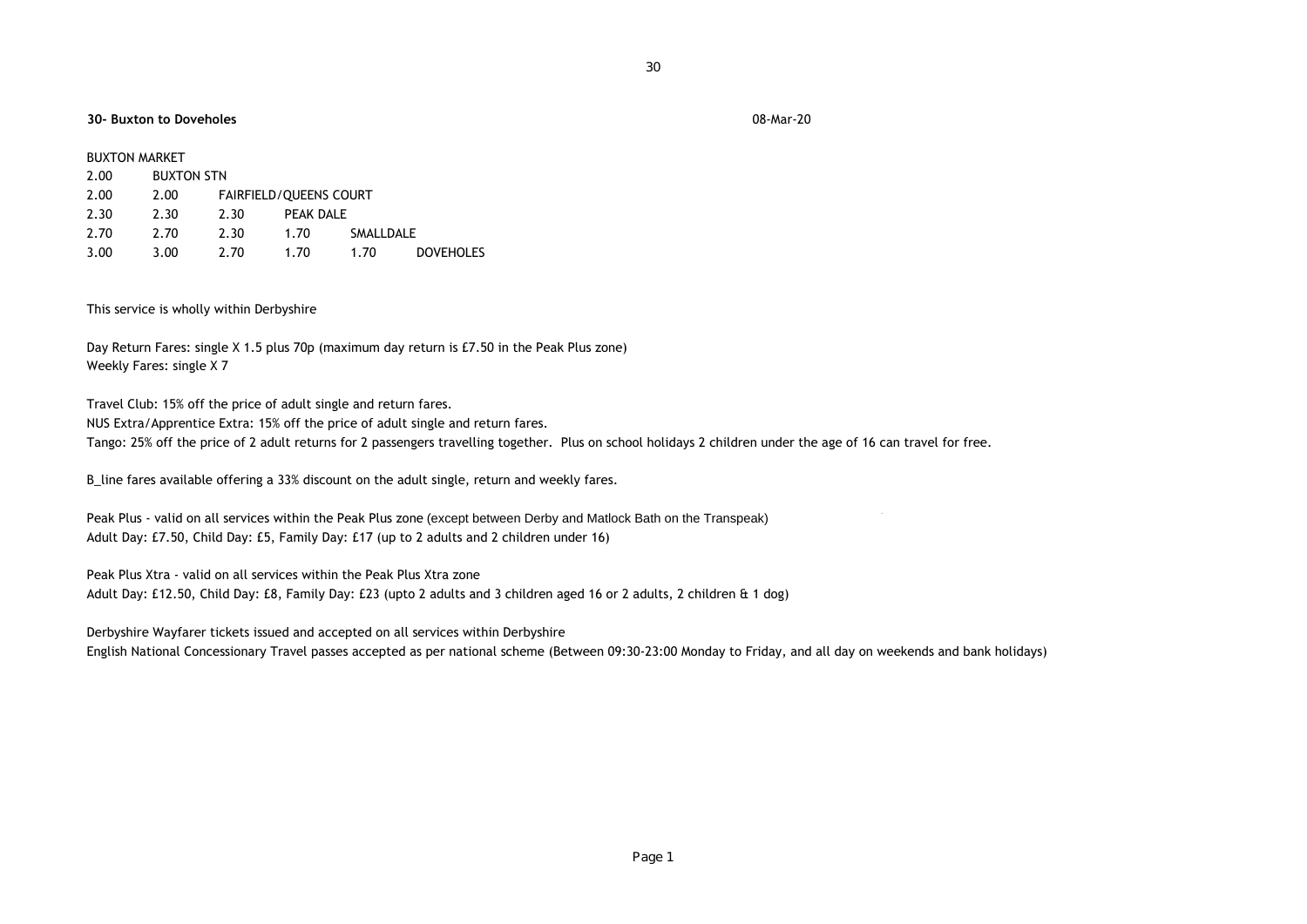**30- Buxton to Doveholes**

08-Mar-20

| BUXTON MARKET | | | | | |
|---|---|---|---|---|---|
| 2.00 | BUXTON STN | | | | |
| 2.00 | 2.00 | FAIRFIELD/QUEENS COURT | | | |
| 2.30 | 2.30 | 2.30 | PEAK DALE | | |
| 2.70 | 2.70 | 2.30 | 1.70 | SMALLDALE | |
| 3.00 | 3.00 | 2.70 | 1.70 | 1.70 | DOVEHOLES |

This service is wholly within Derbyshire

Day Return Fares: single X 1.5 plus 70p (maximum day return is £7.50 in the Peak Plus zone)
Weekly Fares: single X 7

Travel Club: 15% off the price of adult single and return fares.
NUS Extra/Apprentice Extra: 15% off the price of adult single and return fares.
Tango: 25% off the price of 2 adult returns for 2 passengers travelling together. Plus on school holidays 2 children under the age of 16 can travel for free.

B_line fares available offering a 33% discount on the adult single, return and weekly fares.

Peak Plus - valid on all services within the Peak Plus zone (except between Derby and Matlock Bath on the Transpeak)
Adult Day: £7.50, Child Day: £5, Family Day: £17 (up to 2 adults and 2 children under 16)

Peak Plus Xtra - valid on all services within the Peak Plus Xtra zone
Adult Day: £12.50, Child Day: £8, Family Day: £23 (upto 2 adults and 3 children aged 16 or 2 adults, 2 children & 1 dog)

Derbyshire Wayfarer tickets issued and accepted on all services within Derbyshire
English National Concessionary Travel passes accepted as per national scheme (Between 09:30-23:00 Monday to Friday, and all day on weekends and bank holidays)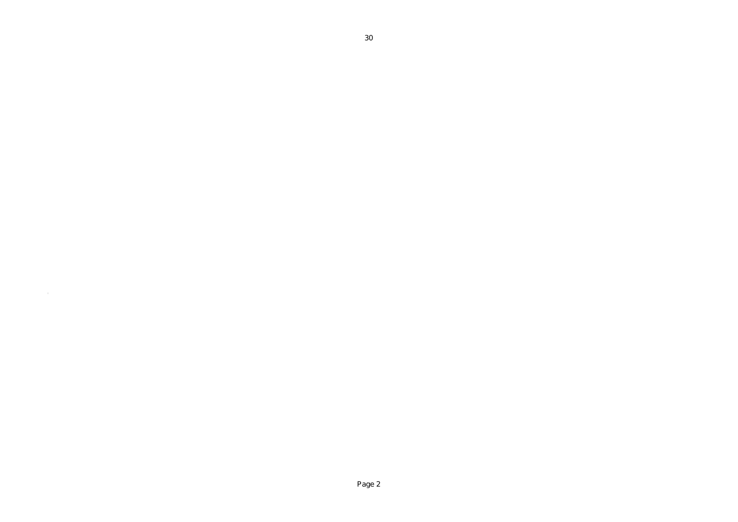30